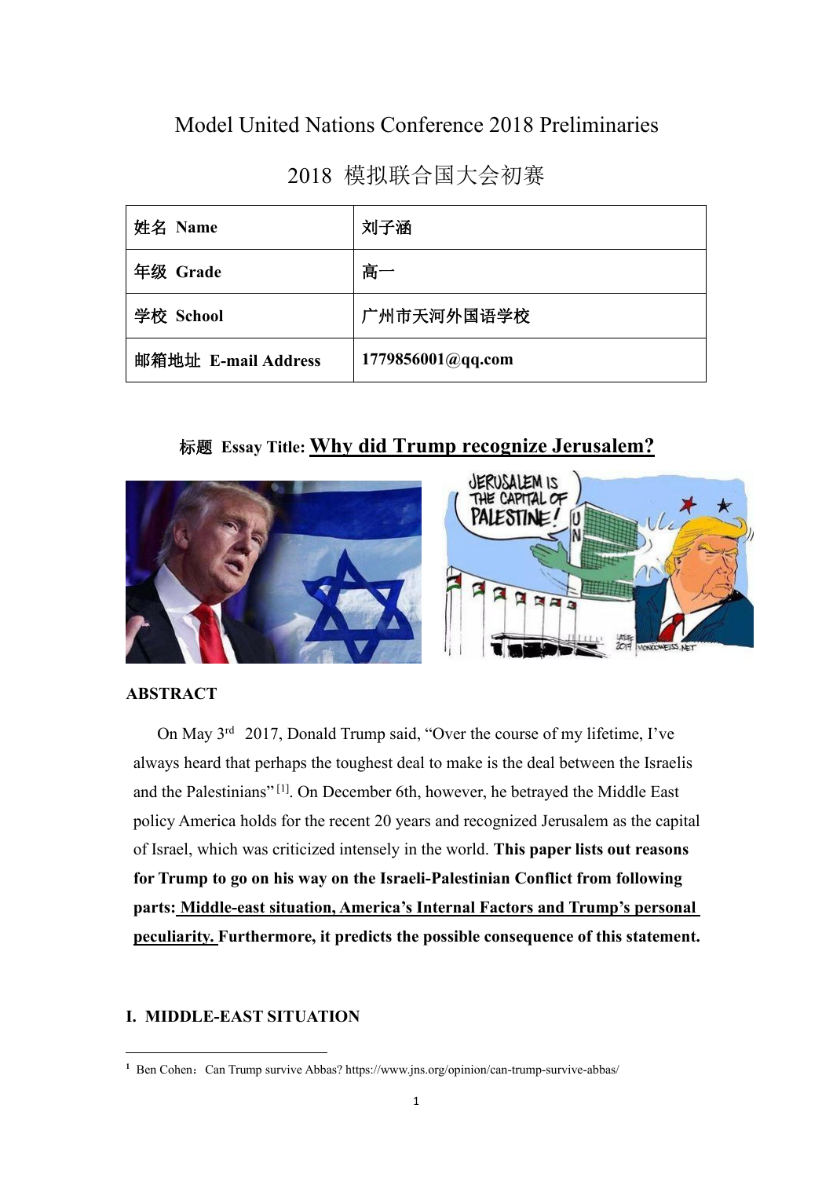# Model United Nations Conference 2018 Preliminaries

# 2018 模拟联合国大会初赛

| 姓名 Name | 刘子涵 |
| --- | --- |
| 年级 Grade | 高一 |
| 学校 School | 广州市天河外国语学校 |
| 邮箱地址 E-mail Address | 1779856001@qq.com |

## 标题 Essay Title: <u>Why did Trump recognize Jerusalem?</u>

**ABSTRACT**

On May 3rd 2017, Donald Trump said, "Over the course of my lifetime, I've always heard that perhaps the toughest deal to make is the deal between the Israelis and the Palestinians" [1]. On December 6th, however, he betrayed the Middle East policy America holds for the recent 20 years and recognized Jerusalem as the capital of Israel, which was criticized intensely in the world. **This paper lists out reasons for Trump to go on his way on the Israeli-Palestinian Conflict from following parts: <u>Middle-east situation, America's Internal Factors and Trump's personal peculiarity.</u> Furthermore, it predicts the possible consequence of this statement.**

## I. MIDDLE-EAST SITUATION

[1] Ben Cohen：Can Trump survive Abbas? https://www.jns.org/opinion/can-trump-survive-abbas/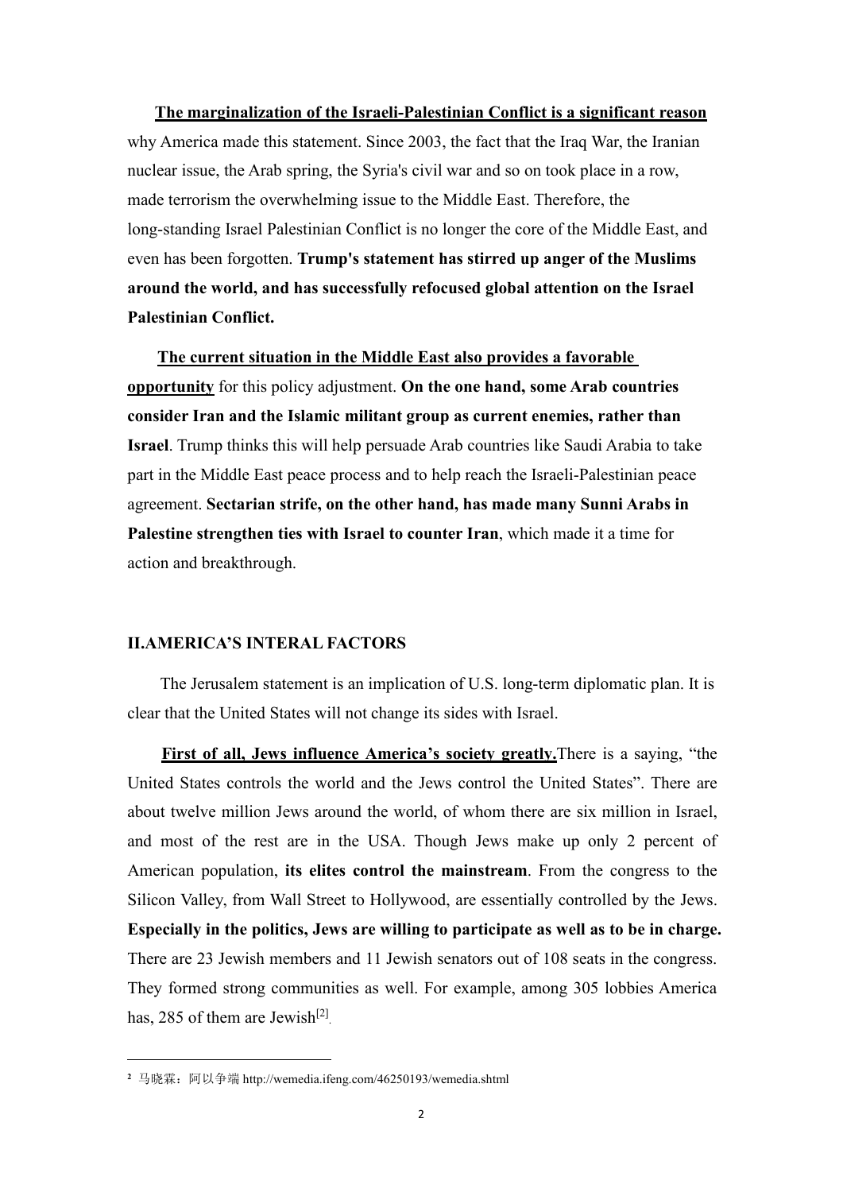**The marginalization of the Israeli-Palestinian Conflict is a significant reason** why America made this statement. Since 2003, the fact that the Iraq War, the Iranian nuclear issue, the Arab spring, the Syria's civil war and so on took place in a row, made terrorism the overwhelming issue to the Middle East. Therefore, the long-standing Israel Palestinian Conflict is no longer the core of the Middle East, and even has been forgotten. **Trump's statement has stirred up anger of the Muslims around the world, and has successfully refocused global attention on the Israel Palestinian Conflict.**

**The current situation in the Middle East also provides a favorable opportunity** for this policy adjustment. **On the one hand, some Arab countries consider Iran and the Islamic militant group as current enemies, rather than Israel**. Trump thinks this will help persuade Arab countries like Saudi Arabia to take part in the Middle East peace process and to help reach the Israeli-Palestinian peace agreement. **Sectarian strife, on the other hand, has made many Sunni Arabs in Palestine strengthen ties with Israel to counter Iran**, which made it a time for action and breakthrough.

## II.AMERICA'S INTERAL FACTORS

The Jerusalem statement is an implication of U.S. long-term diplomatic plan. It is clear that the United States will not change its sides with Israel.

**First of all, Jews influence America's society greatly.**There is a saying, "the United States controls the world and the Jews control the United States". There are about twelve million Jews around the world, of whom there are six million in Israel, and most of the rest are in the USA. Though Jews make up only 2 percent of American population, **its elites control the mainstream**. From the congress to the Silicon Valley, from Wall Street to Hollywood, are essentially controlled by the Jews. **Especially in the politics, Jews are willing to participate as well as to be in charge.** There are 23 Jewish members and 11 Jewish senators out of 108 seats in the congress. They formed strong communities as well. For example, among 305 lobbies America has, 285 of them are Jewish[2].

[2] 马晓霖：阿以争端 http://wemedia.ifeng.com/46250193/wemedia.shtml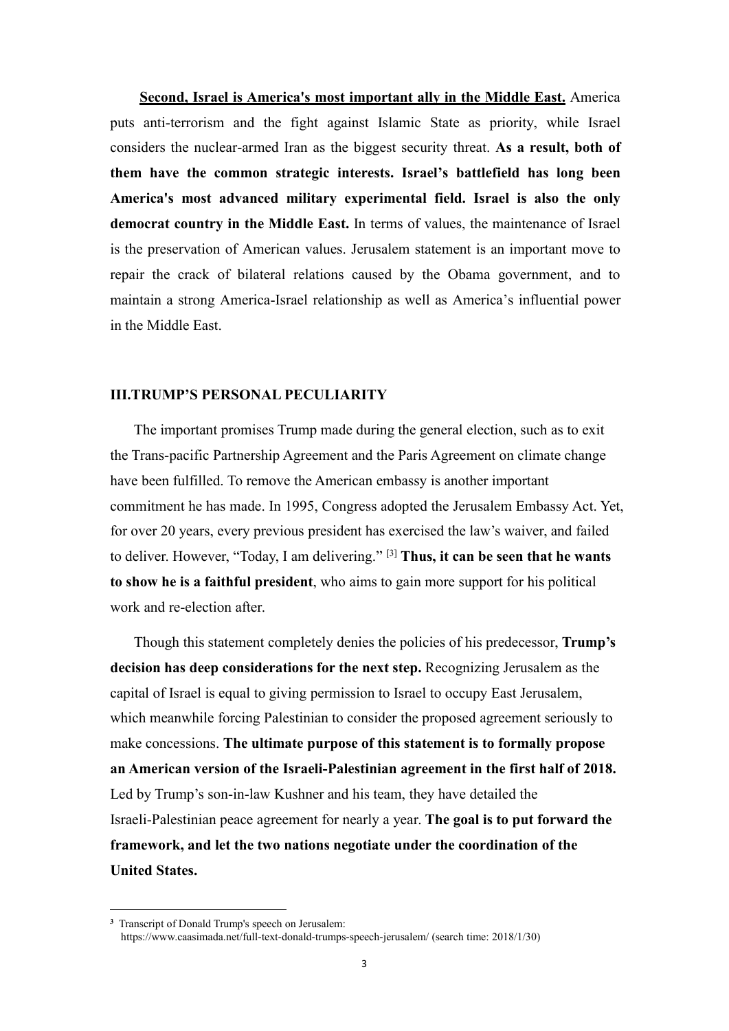**Second, Israel is America's most important ally in the Middle East.** America puts anti-terrorism and the fight against Islamic State as priority, while Israel considers the nuclear-armed Iran as the biggest security threat. **As a result, both of them have the common strategic interests. Israel's battlefield has long been America's most advanced military experimental field. Israel is also the only democrat country in the Middle East.** In terms of values, the maintenance of Israel is the preservation of American values. Jerusalem statement is an important move to repair the crack of bilateral relations caused by the Obama government, and to maintain a strong America-Israel relationship as well as America's influential power in the Middle East.

### III.TRUMP'S PERSONAL PECULIARITY

The important promises Trump made during the general election, such as to exit the Trans-pacific Partnership Agreement and the Paris Agreement on climate change have been fulfilled. To remove the American embassy is another important commitment he has made. In 1995, Congress adopted the Jerusalem Embassy Act. Yet, for over 20 years, every previous president has exercised the law's waiver, and failed to deliver. However, "Today, I am delivering." [3] **Thus, it can be seen that he wants to show he is a faithful president**, who aims to gain more support for his political work and re-election after.

Though this statement completely denies the policies of his predecessor, **Trump's decision has deep considerations for the next step.** Recognizing Jerusalem as the capital of Israel is equal to giving permission to Israel to occupy East Jerusalem, which meanwhile forcing Palestinian to consider the proposed agreement seriously to make concessions. **The ultimate purpose of this statement is to formally propose an American version of the Israeli-Palestinian agreement in the first half of 2018.** Led by Trump's son-in-law Kushner and his team, they have detailed the Israeli-Palestinian peace agreement for nearly a year. **The goal is to put forward the framework, and let the two nations negotiate under the coordination of the United States.**

---

[3] Transcript of Donald Trump's speech on Jerusalem: https://www.caasimada.net/full-text-donald-trumps-speech-jerusalem/ (search time: 2018/1/30)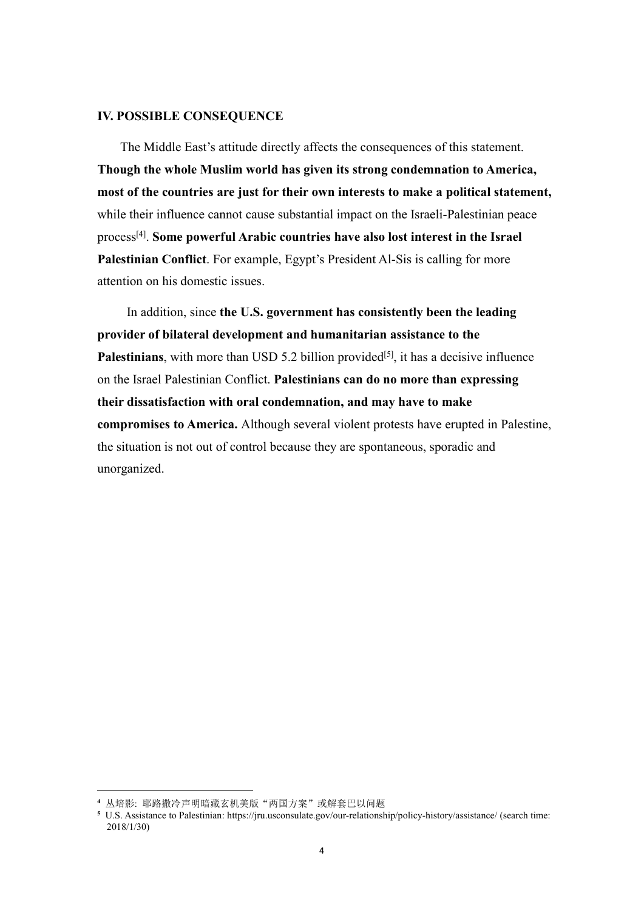## IV. POSSIBLE CONSEQUENCE

The Middle East's attitude directly affects the consequences of this statement. **Though the whole Muslim world has given its strong condemnation to America, most of the countries are just for their own interests to make a political statement,** while their influence cannot cause substantial impact on the Israeli-Palestinian peace process[4]. **Some powerful Arabic countries have also lost interest in the Israel Palestinian Conflict**. For example, Egypt's President Al-Sis is calling for more attention on his domestic issues.

In addition, since **the U.S. government has consistently been the leading provider of bilateral development and humanitarian assistance to the Palestinians**, with more than USD 5.2 billion provided[5], it has a decisive influence on the Israel Palestinian Conflict. **Palestinians can do no more than expressing their dissatisfaction with oral condemnation, and may have to make compromises to America.** Although several violent protests have erupted in Palestine, the situation is not out of control because they are spontaneous, sporadic and unorganized.

---

[4] 从培影: 耶路撒冷声明暗藏玄机美版“两国方案”或解套巴以问题

[5] U.S. Assistance to Palestinian: https://jru.usconsulate.gov/our-relationship/policy-history/assistance/ (search time: 2018/1/30)